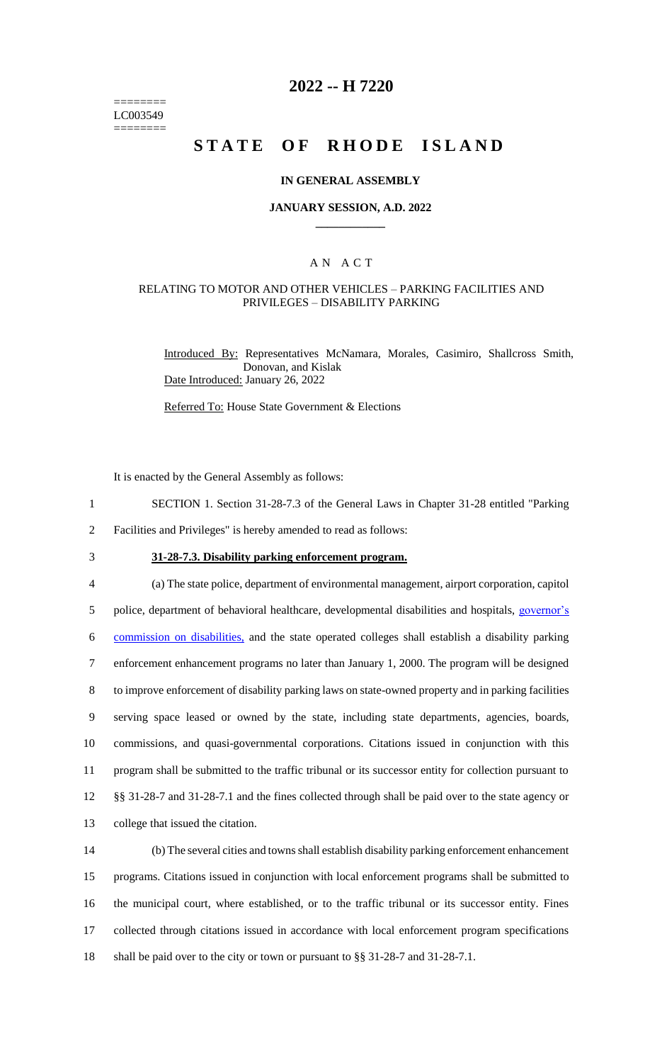========
LC003549
========

# 2022 -- H 7220

# STATE OF RHODE ISLAND

## IN GENERAL ASSEMBLY

### JANUARY SESSION, A.D. 2022

---

### A N A C T

#### RELATING TO MOTOR AND OTHER VEHICLES – PARKING FACILITIES AND PRIVILEGES – DISABILITY PARKING

Introduced By: Representatives McNamara, Morales, Casimiro, Shallcross Smith, Donovan, and Kislak

Date Introduced: January 26, 2022

Referred To: House State Government & Elections

It is enacted by the General Assembly as follows:

1 SECTION 1. Section 31-28-7.3 of the General Laws in Chapter 31-28 entitled "Parking
2 Facilities and Privileges" is hereby amended to read as follows:

3 **31-28-7.3. Disability parking enforcement program.**

4 (a) The state police, department of environmental management, airport corporation, capitol
5 police, department of behavioral healthcare, developmental disabilities and hospitals, governor's
6 commission on disabilities, and the state operated colleges shall establish a disability parking
7 enforcement enhancement programs no later than January 1, 2000. The program will be designed
8 to improve enforcement of disability parking laws on state-owned property and in parking facilities
9 serving space leased or owned by the state, including state departments, agencies, boards,
10 commissions, and quasi-governmental corporations. Citations issued in conjunction with this
11 program shall be submitted to the traffic tribunal or its successor entity for collection pursuant to
12 §§ 31-28-7 and 31-28-7.1 and the fines collected through shall be paid over to the state agency or
13 college that issued the citation.

14 (b) The several cities and towns shall establish disability parking enforcement enhancement
15 programs. Citations issued in conjunction with local enforcement programs shall be submitted to
16 the municipal court, where established, or to the traffic tribunal or its successor entity. Fines
17 collected through citations issued in accordance with local enforcement program specifications
18 shall be paid over to the city or town or pursuant to §§ 31-28-7 and 31-28-7.1.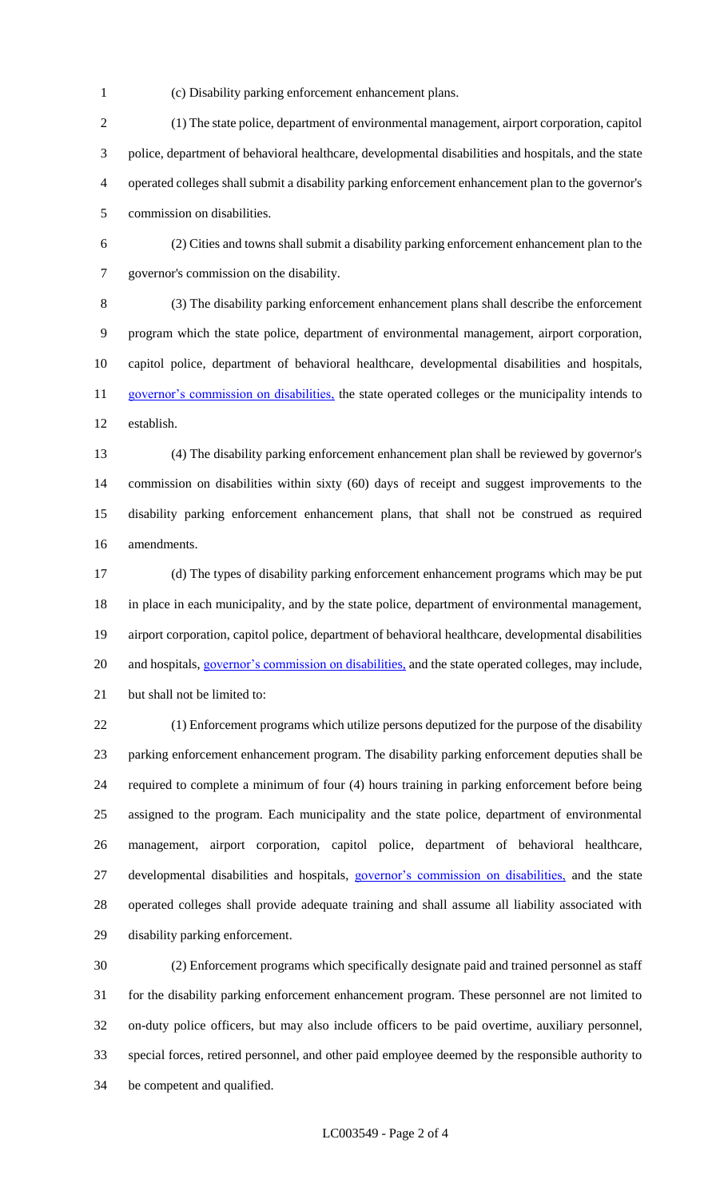(c) Disability parking enforcement enhancement plans.

(1) The state police, department of environmental management, airport corporation, capitol police, department of behavioral healthcare, developmental disabilities and hospitals, and the state operated colleges shall submit a disability parking enforcement enhancement plan to the governor's commission on disabilities.

(2) Cities and towns shall submit a disability parking enforcement enhancement plan to the governor's commission on the disability.

(3) The disability parking enforcement enhancement plans shall describe the enforcement program which the state police, department of environmental management, airport corporation, capitol police, department of behavioral healthcare, developmental disabilities and hospitals, governor's commission on disabilities, the state operated colleges or the municipality intends to establish.

(4) The disability parking enforcement enhancement plan shall be reviewed by governor's commission on disabilities within sixty (60) days of receipt and suggest improvements to the disability parking enforcement enhancement plans, that shall not be construed as required amendments.

(d) The types of disability parking enforcement enhancement programs which may be put in place in each municipality, and by the state police, department of environmental management, airport corporation, capitol police, department of behavioral healthcare, developmental disabilities and hospitals, governor's commission on disabilities, and the state operated colleges, may include, but shall not be limited to:

(1) Enforcement programs which utilize persons deputized for the purpose of the disability parking enforcement enhancement program. The disability parking enforcement deputies shall be required to complete a minimum of four (4) hours training in parking enforcement before being assigned to the program. Each municipality and the state police, department of environmental management, airport corporation, capitol police, department of behavioral healthcare, developmental disabilities and hospitals, governor's commission on disabilities, and the state operated colleges shall provide adequate training and shall assume all liability associated with disability parking enforcement.

(2) Enforcement programs which specifically designate paid and trained personnel as staff for the disability parking enforcement enhancement program. These personnel are not limited to on-duty police officers, but may also include officers to be paid overtime, auxiliary personnel, special forces, retired personnel, and other paid employee deemed by the responsible authority to be competent and qualified.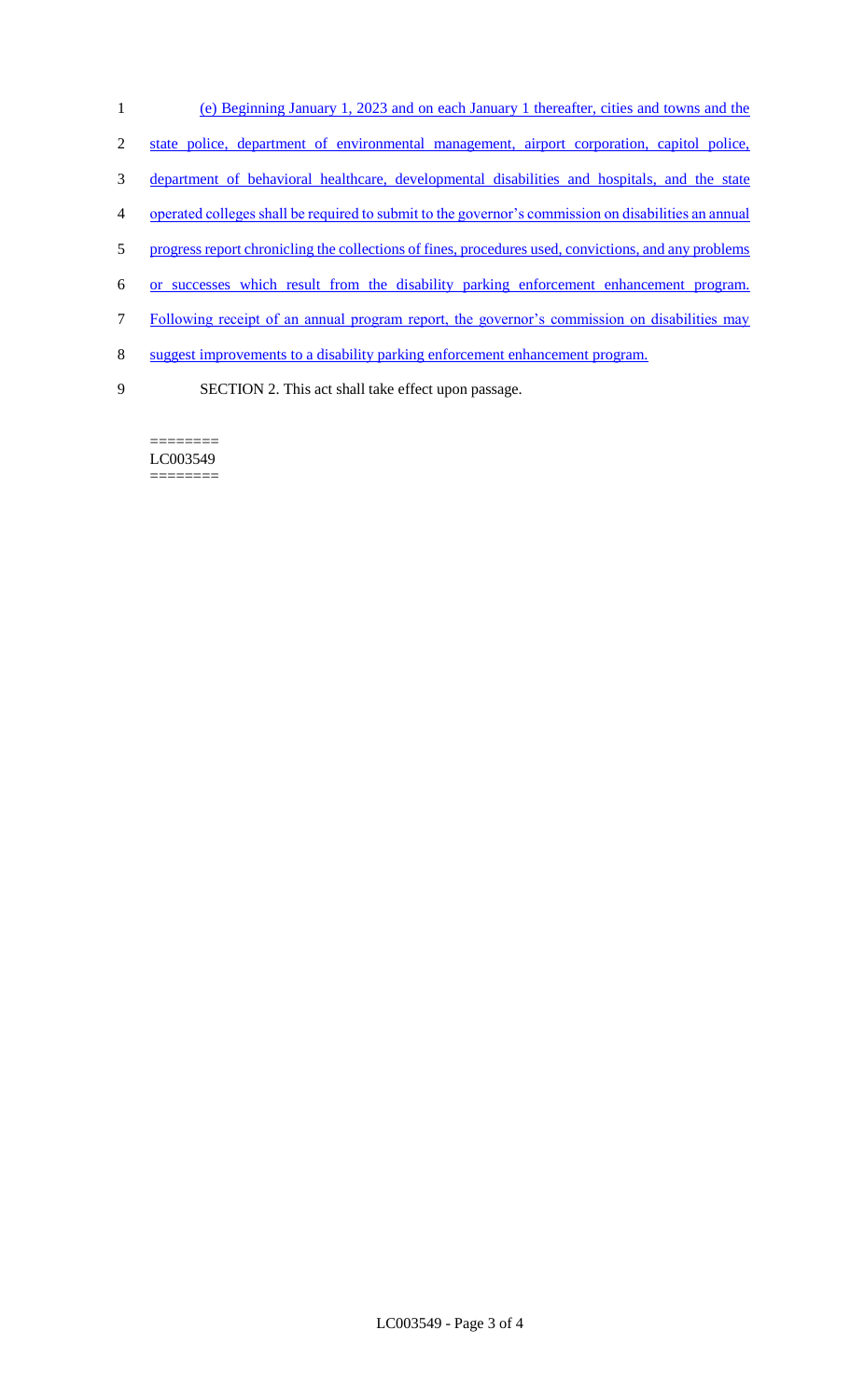(e) Beginning January 1, 2023 and on each January 1 thereafter, cities and towns and the state police, department of environmental management, airport corporation, capitol police, department of behavioral healthcare, developmental disabilities and hospitals, and the state operated colleges shall be required to submit to the governor's commission on disabilities an annual progress report chronicling the collections of fines, procedures used, convictions, and any problems or successes which result from the disability parking enforcement enhancement program. Following receipt of an annual program report, the governor's commission on disabilities may suggest improvements to a disability parking enforcement enhancement program.

SECTION 2. This act shall take effect upon passage.

========
LC003549
========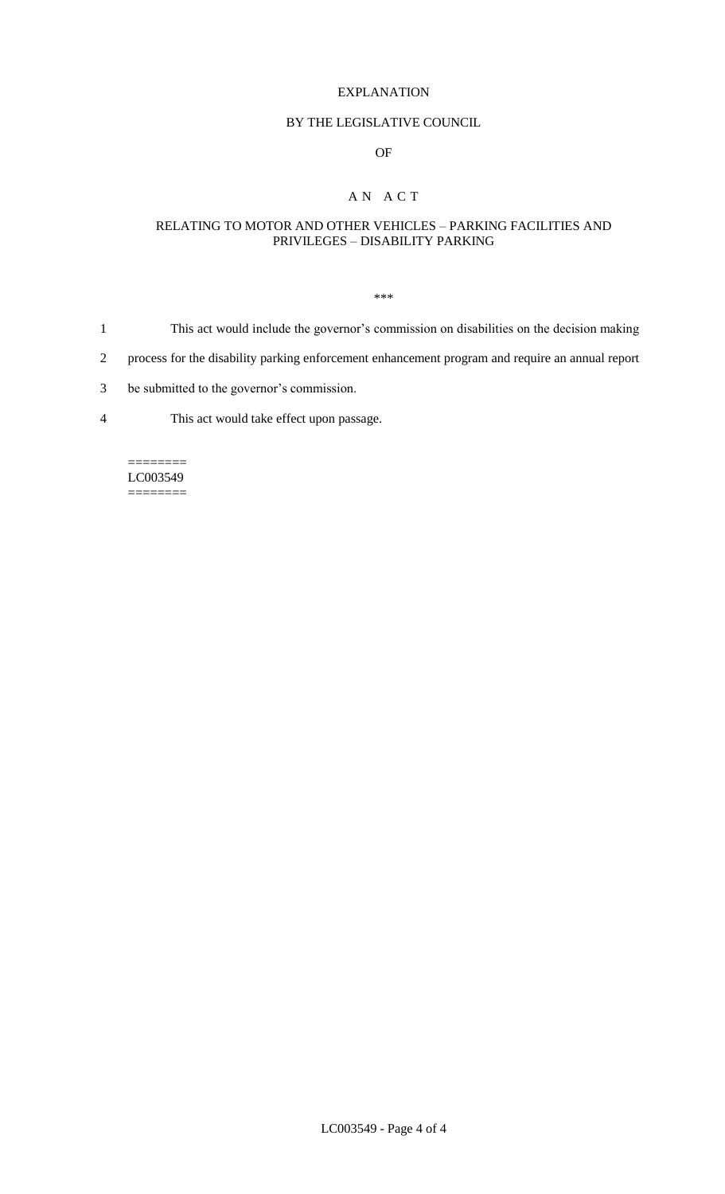EXPLANATION

BY THE LEGISLATIVE COUNCIL

OF

# A N A C T

RELATING TO MOTOR AND OTHER VEHICLES – PARKING FACILITIES AND PRIVILEGES – DISABILITY PARKING

\*\*\*

1 This act would include the governor's commission on disabilities on the decision making

2 process for the disability parking enforcement enhancement program and require an annual report

3 be submitted to the governor's commission.

4 This act would take effect upon passage.

========
LC003549
========